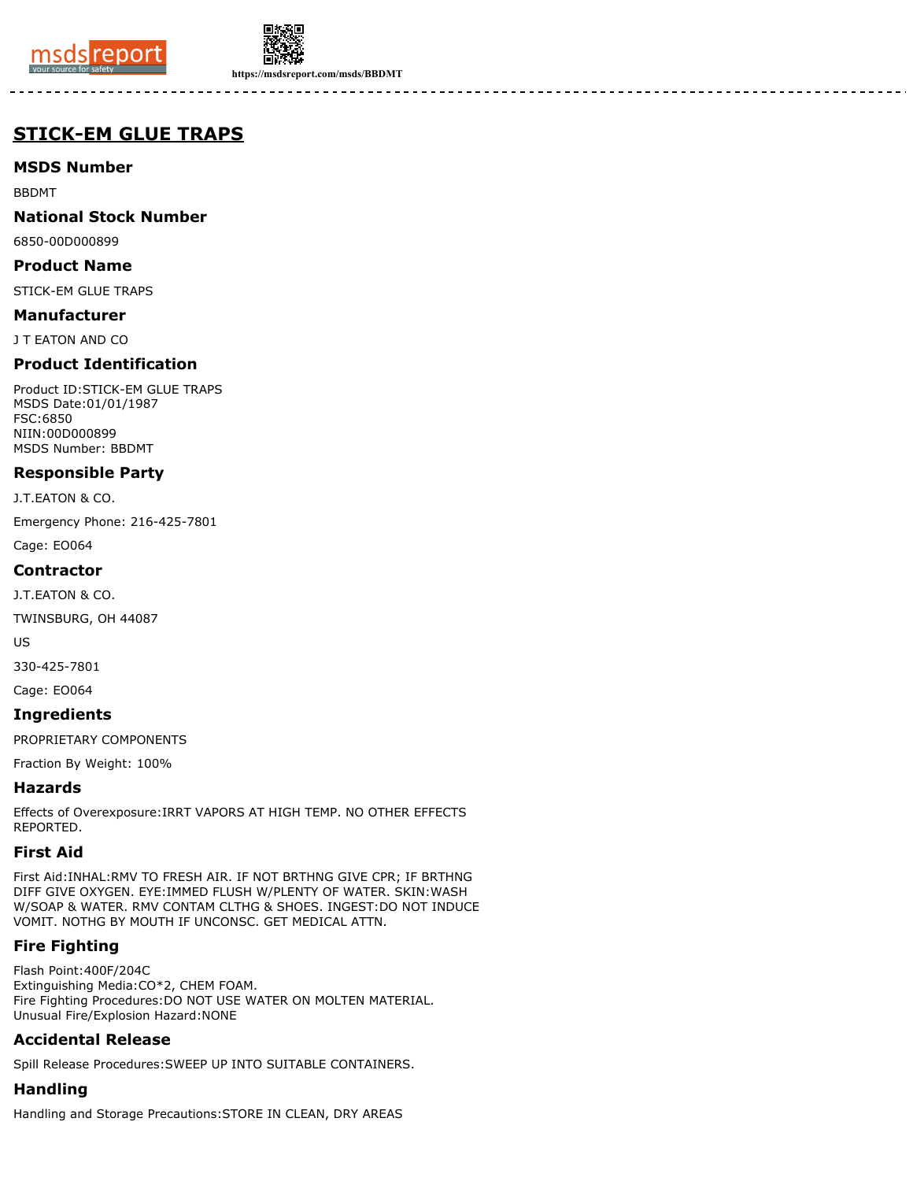# STICK-EM GLUE TRAPS

## MSDS Number

BBDMT

## National Stock Number

6850-00D000899

## Product Name

STICK-EM GLUE TRAPS

## Manufacturer

J T EATON AND CO

## Product Identification

Product ID:STICK-EM GLUE TRAPS
MSDS Date:01/01/1987
FSC:6850
NIIN:00D000899
MSDS Number: BBDMT

## Responsible Party

J.T.EATON & CO.

Emergency Phone: 216-425-7801

Cage: EO064

## Contractor

J.T.EATON & CO.

TWINSBURG, OH 44087

US

330-425-7801

Cage: EO064

## Ingredients

PROPRIETARY COMPONENTS

Fraction By Weight: 100%

## Hazards

Effects of Overexposure:IRRT VAPORS AT HIGH TEMP. NO OTHER EFFECTS REPORTED.

## First Aid

First Aid:INHAL:RMV TO FRESH AIR. IF NOT BRTHNG GIVE CPR; IF BRTHNG DIFF GIVE OXYGEN. EYE:IMMED FLUSH W/PLENTY OF WATER. SKIN:WASH W/SOAP & WATER. RMV CONTAM CLTHG & SHOES. INGEST:DO NOT INDUCE VOMIT. NOTHG BY MOUTH IF UNCONSC. GET MEDICAL ATTN.

## Fire Fighting

Flash Point:400F/204C
Extinguishing Media:CO*2, CHEM FOAM.
Fire Fighting Procedures:DO NOT USE WATER ON MOLTEN MATERIAL.
Unusual Fire/Explosion Hazard:NONE

## Accidental Release

Spill Release Procedures:SWEEP UP INTO SUITABLE CONTAINERS.

## Handling

Handling and Storage Precautions:STORE IN CLEAN, DRY AREAS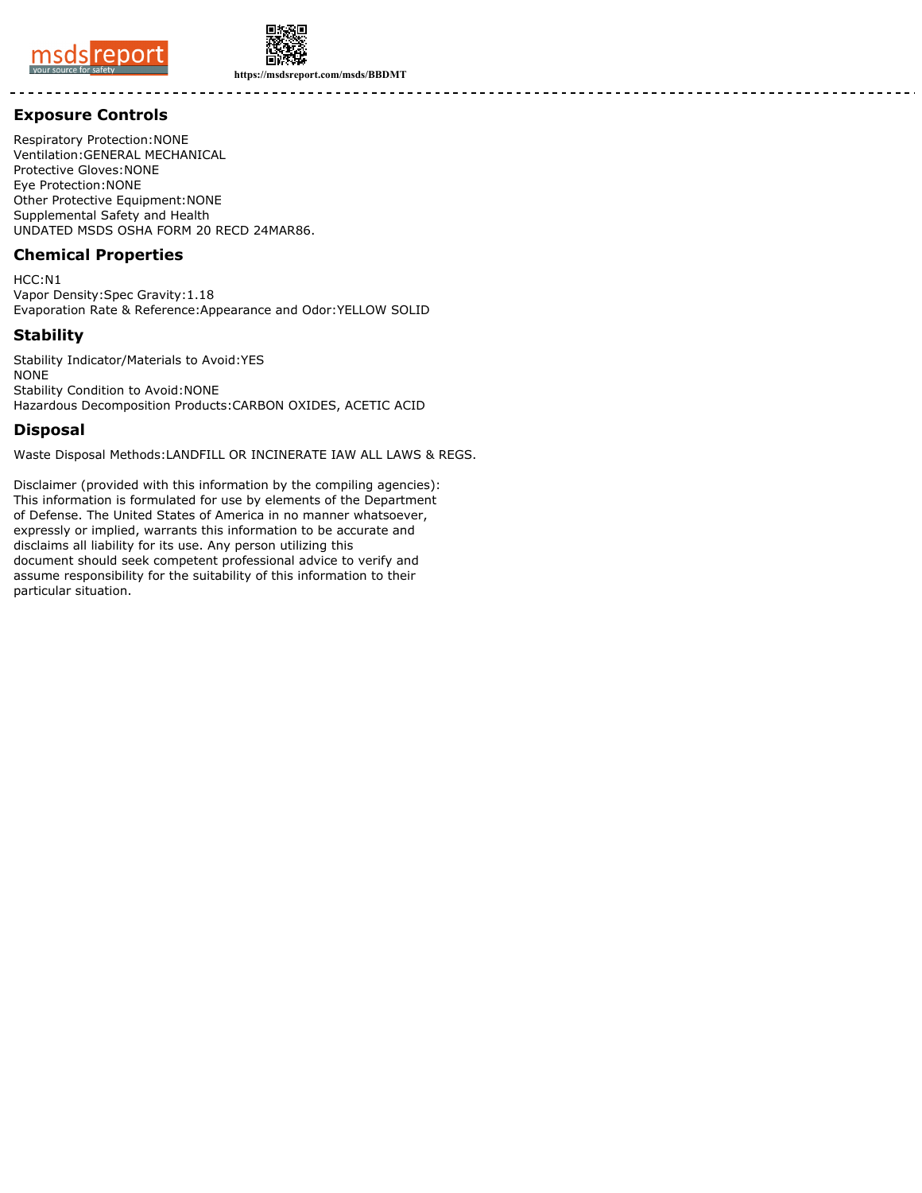## Exposure Controls

Respiratory Protection:NONE
Ventilation:GENERAL MECHANICAL
Protective Gloves:NONE
Eye Protection:NONE
Other Protective Equipment:NONE
Supplemental Safety and Health
UNDATED MSDS OSHA FORM 20 RECD 24MAR86.

## Chemical Properties

HCC:N1
Vapor Density:Spec Gravity:1.18
Evaporation Rate & Reference:Appearance and Odor:YELLOW SOLID

## Stability

Stability Indicator/Materials to Avoid:YES
NONE
Stability Condition to Avoid:NONE
Hazardous Decomposition Products:CARBON OXIDES, ACETIC ACID

## Disposal

Waste Disposal Methods:LANDFILL OR INCINERATE IAW ALL LAWS & REGS.

Disclaimer (provided with this information by the compiling agencies): This information is formulated for use by elements of the Department of Defense. The United States of America in no manner whatsoever, expressly or implied, warrants this information to be accurate and disclaims all liability for its use. Any person utilizing this document should seek competent professional advice to verify and assume responsibility for the suitability of this information to their particular situation.